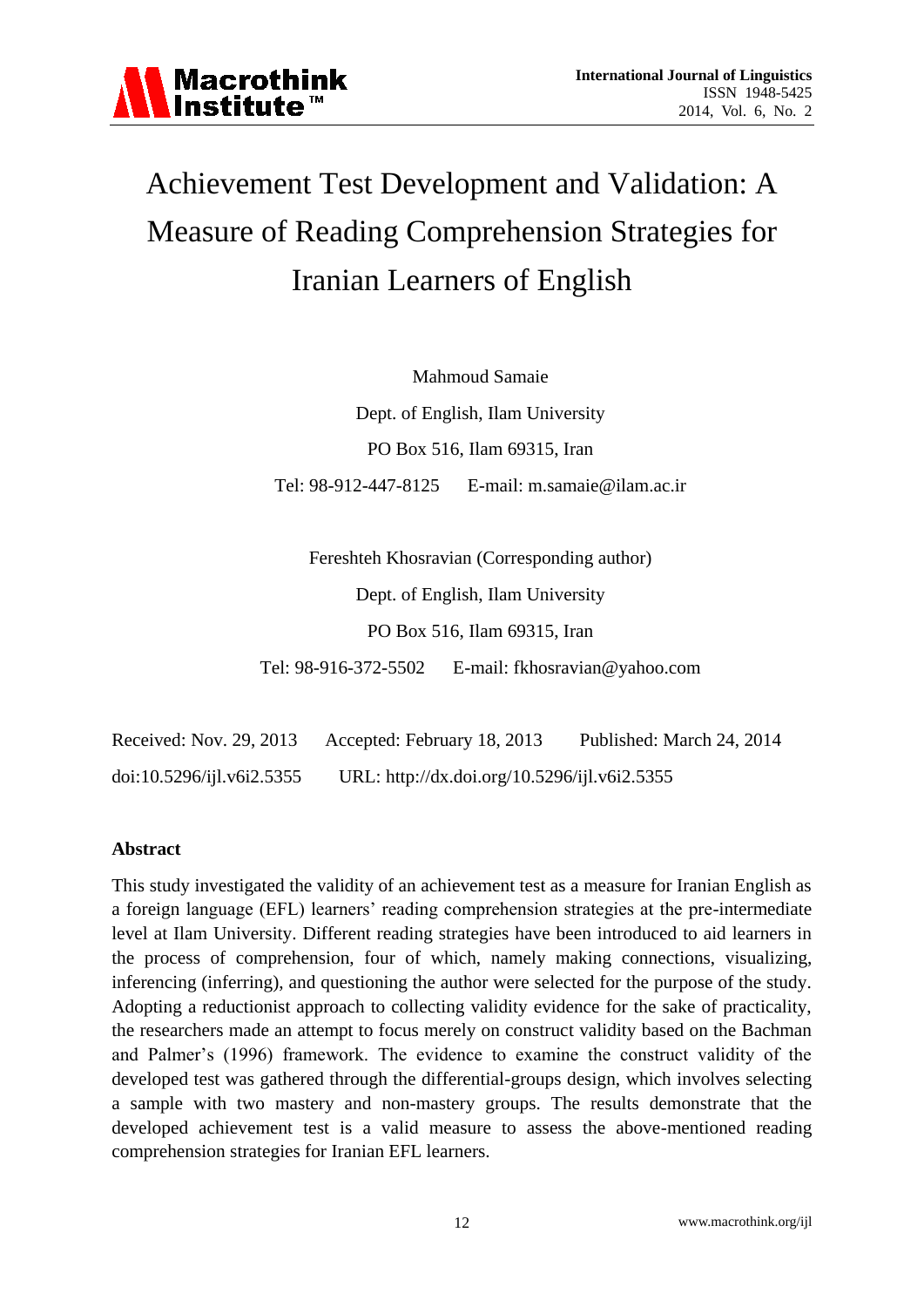# Achievement Test Development and Validation: A Measure of Reading Comprehension Strategies for Iranian Learners of English

Mahmoud Samaie

Dept. of English, Ilam University

PO Box 516, Ilam 69315, Iran

Tel: 98-912-447-8125  E-mail: m.samaie@ilam.ac.ir

Fereshteh Khosravian (Corresponding author)

Dept. of English, Ilam University

PO Box 516, Ilam 69315, Iran

Tel: 98-916-372-5502  E-mail: fkhosravian@yahoo.com

Received: Nov. 29, 2013  Accepted: February 18, 2013  Published: March 24, 2014

doi:10.5296/ijl.v6i2.5355  URL: http://dx.doi.org/10.5296/ijl.v6i2.5355

## Abstract

This study investigated the validity of an achievement test as a measure for Iranian English as a foreign language (EFL) learners' reading comprehension strategies at the pre-intermediate level at Ilam University. Different reading strategies have been introduced to aid learners in the process of comprehension, four of which, namely making connections, visualizing, inferencing (inferring), and questioning the author were selected for the purpose of the study. Adopting a reductionist approach to collecting validity evidence for the sake of practicality, the researchers made an attempt to focus merely on construct validity based on the Bachman and Palmer's (1996) framework. The evidence to examine the construct validity of the developed test was gathered through the differential-groups design, which involves selecting a sample with two mastery and non-mastery groups. The results demonstrate that the developed achievement test is a valid measure to assess the above-mentioned reading comprehension strategies for Iranian EFL learners.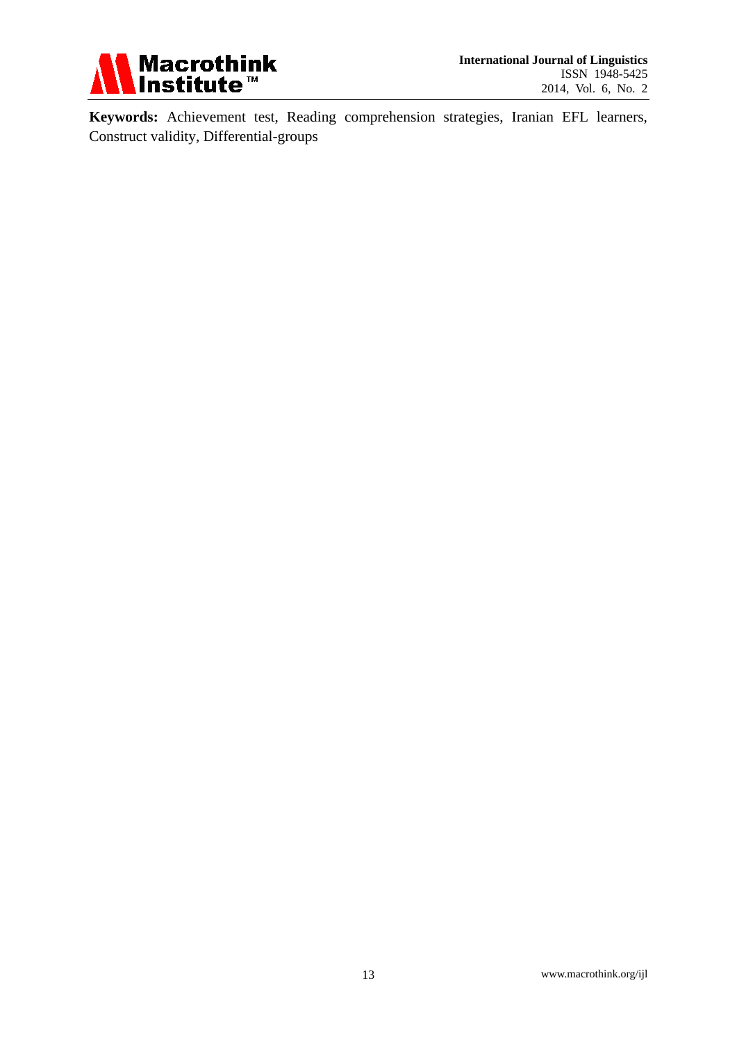**Keywords:** Achievement test, Reading comprehension strategies, Iranian EFL learners, Construct validity, Differential-groups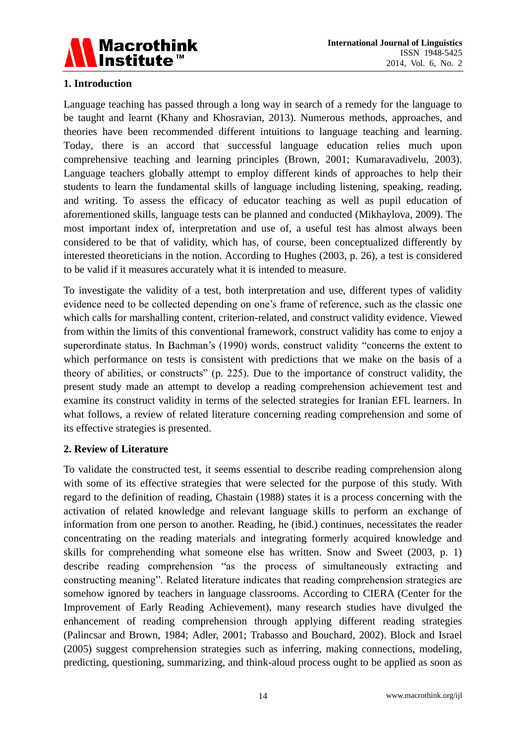## 1. Introduction

Language teaching has passed through a long way in search of a remedy for the language to be taught and learnt (Khany and Khosravian, 2013). Numerous methods, approaches, and theories have been recommended different intuitions to language teaching and learning. Today, there is an accord that successful language education relies much upon comprehensive teaching and learning principles (Brown, 2001; Kumaravadivelu, 2003). Language teachers globally attempt to employ different kinds of approaches to help their students to learn the fundamental skills of language including listening, speaking, reading, and writing. To assess the efficacy of educator teaching as well as pupil education of aforementioned skills, language tests can be planned and conducted (Mikhaylova, 2009). The most important index of, interpretation and use of, a useful test has almost always been considered to be that of validity, which has, of course, been conceptualized differently by interested theoreticians in the notion. According to Hughes (2003, p. 26), a test is considered to be valid if it measures accurately what it is intended to measure.

To investigate the validity of a test, both interpretation and use, different types of validity evidence need to be collected depending on one's frame of reference, such as the classic one which calls for marshalling content, criterion-related, and construct validity evidence. Viewed from within the limits of this conventional framework, construct validity has come to enjoy a superordinate status. In Bachman's (1990) words, construct validity "concerns the extent to which performance on tests is consistent with predictions that we make on the basis of a theory of abilities, or constructs" (p. 225). Due to the importance of construct validity, the present study made an attempt to develop a reading comprehension achievement test and examine its construct validity in terms of the selected strategies for Iranian EFL learners. In what follows, a review of related literature concerning reading comprehension and some of its effective strategies is presented.

## 2. Review of Literature

To validate the constructed test, it seems essential to describe reading comprehension along with some of its effective strategies that were selected for the purpose of this study. With regard to the definition of reading, Chastain (1988) states it is a process concerning with the activation of related knowledge and relevant language skills to perform an exchange of information from one person to another. Reading, he (ibid.) continues, necessitates the reader concentrating on the reading materials and integrating formerly acquired knowledge and skills for comprehending what someone else has written. Snow and Sweet (2003, p. 1) describe reading comprehension "as the process of simultaneously extracting and constructing meaning". Related literature indicates that reading comprehension strategies are somehow ignored by teachers in language classrooms. According to CIERA (Center for the Improvement of Early Reading Achievement), many research studies have divulged the enhancement of reading comprehension through applying different reading strategies (Palincsar and Brown, 1984; Adler, 2001; Trabasso and Bouchard, 2002). Block and Israel (2005) suggest comprehension strategies such as inferring, making connections, modeling, predicting, questioning, summarizing, and think-aloud process ought to be applied as soon as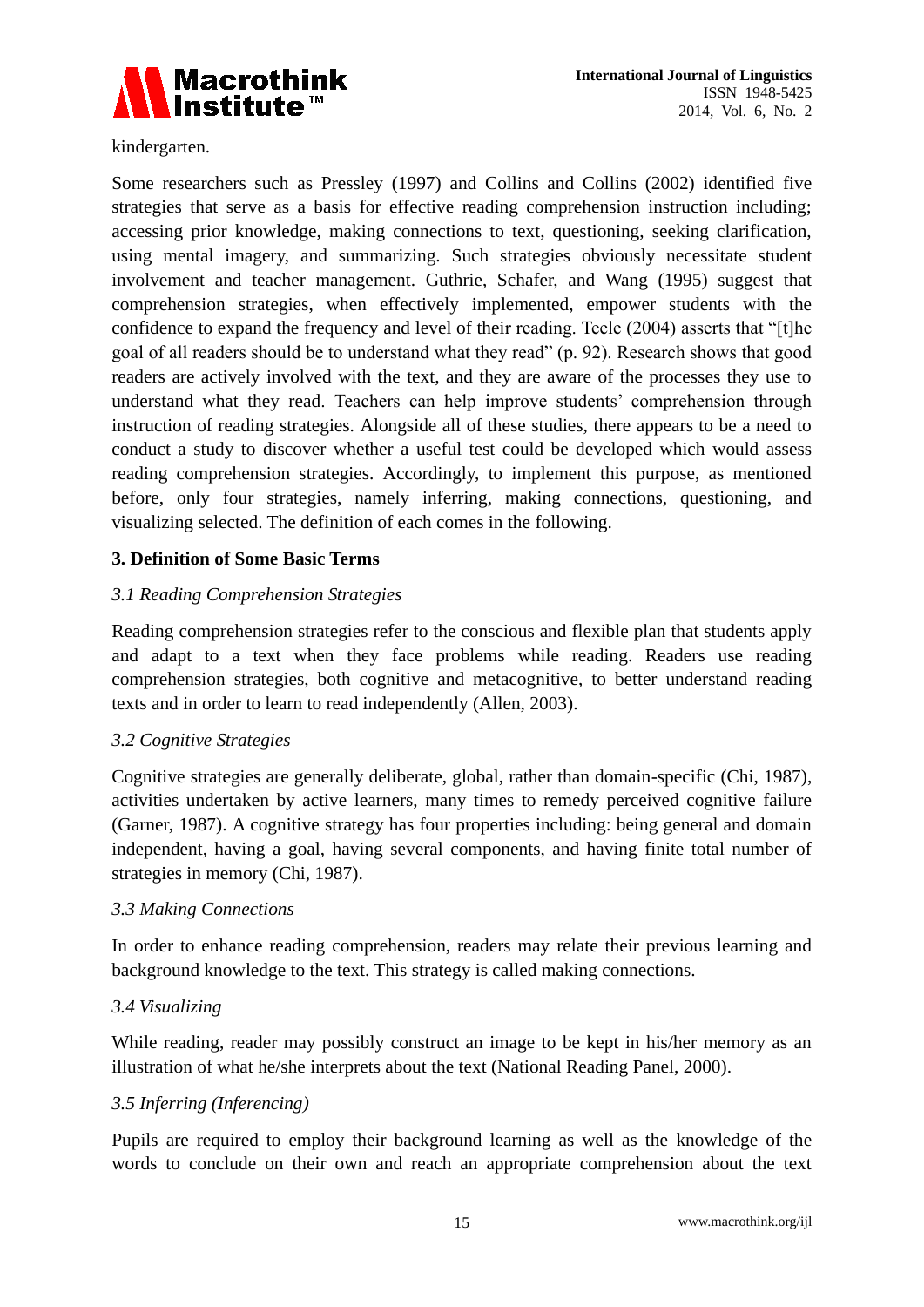kindergarten.

Some researchers such as Pressley (1997) and Collins and Collins (2002) identified five strategies that serve as a basis for effective reading comprehension instruction including; accessing prior knowledge, making connections to text, questioning, seeking clarification, using mental imagery, and summarizing. Such strategies obviously necessitate student involvement and teacher management. Guthrie, Schafer, and Wang (1995) suggest that comprehension strategies, when effectively implemented, empower students with the confidence to expand the frequency and level of their reading. Teele (2004) asserts that "[t]he goal of all readers should be to understand what they read" (p. 92). Research shows that good readers are actively involved with the text, and they are aware of the processes they use to understand what they read. Teachers can help improve students' comprehension through instruction of reading strategies. Alongside all of these studies, there appears to be a need to conduct a study to discover whether a useful test could be developed which would assess reading comprehension strategies. Accordingly, to implement this purpose, as mentioned before, only four strategies, namely inferring, making connections, questioning, and visualizing selected. The definition of each comes in the following.

## 3. Definition of Some Basic Terms

### *3.1 Reading Comprehension Strategies*

Reading comprehension strategies refer to the conscious and flexible plan that students apply and adapt to a text when they face problems while reading. Readers use reading comprehension strategies, both cognitive and metacognitive, to better understand reading texts and in order to learn to read independently (Allen, 2003).

### *3.2 Cognitive Strategies*

Cognitive strategies are generally deliberate, global, rather than domain-specific (Chi, 1987), activities undertaken by active learners, many times to remedy perceived cognitive failure (Garner, 1987). A cognitive strategy has four properties including: being general and domain independent, having a goal, having several components, and having finite total number of strategies in memory (Chi, 1987).

### *3.3 Making Connections*

In order to enhance reading comprehension, readers may relate their previous learning and background knowledge to the text. This strategy is called making connections.

### *3.4 Visualizing*

While reading, reader may possibly construct an image to be kept in his/her memory as an illustration of what he/she interprets about the text (National Reading Panel, 2000).

### *3.5 Inferring (Inferencing)*

Pupils are required to employ their background learning as well as the knowledge of the words to conclude on their own and reach an appropriate comprehension about the text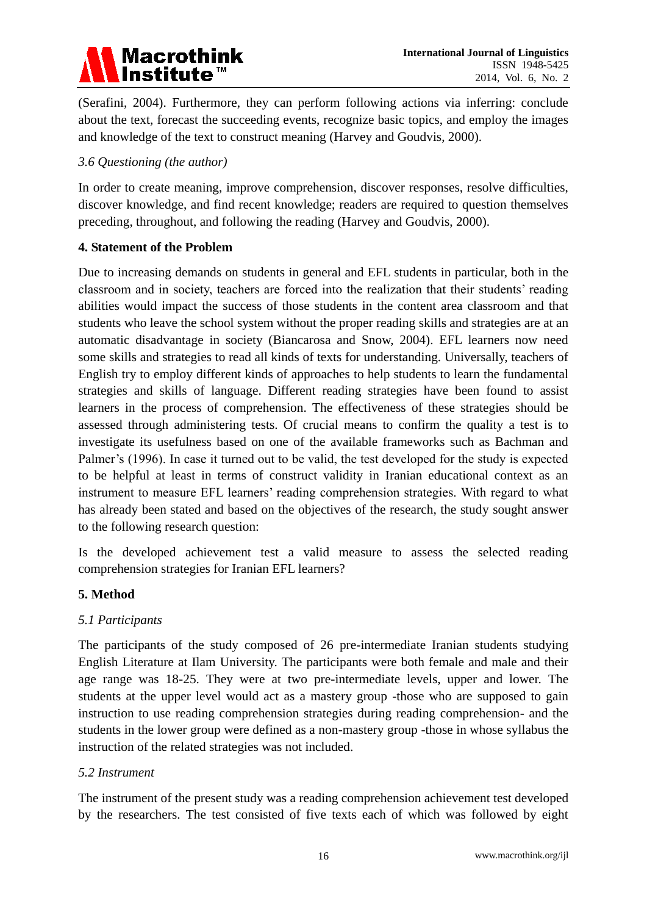(Serafini, 2004). Furthermore, they can perform following actions via inferring: conclude about the text, forecast the succeeding events, recognize basic topics, and employ the images and knowledge of the text to construct meaning (Harvey and Goudvis, 2000).

### *3.6 Questioning (the author)*

In order to create meaning, improve comprehension, discover responses, resolve difficulties, discover knowledge, and find recent knowledge; readers are required to question themselves preceding, throughout, and following the reading (Harvey and Goudvis, 2000).

## **4. Statement of the Problem**

Due to increasing demands on students in general and EFL students in particular, both in the classroom and in society, teachers are forced into the realization that their students' reading abilities would impact the success of those students in the content area classroom and that students who leave the school system without the proper reading skills and strategies are at an automatic disadvantage in society (Biancarosa and Snow, 2004). EFL learners now need some skills and strategies to read all kinds of texts for understanding. Universally, teachers of English try to employ different kinds of approaches to help students to learn the fundamental strategies and skills of language. Different reading strategies have been found to assist learners in the process of comprehension. The effectiveness of these strategies should be assessed through administering tests. Of crucial means to confirm the quality a test is to investigate its usefulness based on one of the available frameworks such as Bachman and Palmer's (1996). In case it turned out to be valid, the test developed for the study is expected to be helpful at least in terms of construct validity in Iranian educational context as an instrument to measure EFL learners' reading comprehension strategies. With regard to what has already been stated and based on the objectives of the research, the study sought answer to the following research question:

Is the developed achievement test a valid measure to assess the selected reading comprehension strategies for Iranian EFL learners?

## **5. Method**

### *5.1 Participants*

The participants of the study composed of 26 pre-intermediate Iranian students studying English Literature at Ilam University. The participants were both female and male and their age range was 18-25. They were at two pre-intermediate levels, upper and lower. The students at the upper level would act as a mastery group -those who are supposed to gain instruction to use reading comprehension strategies during reading comprehension- and the students in the lower group were defined as a non-mastery group -those in whose syllabus the instruction of the related strategies was not included.

### *5.2 Instrument*

The instrument of the present study was a reading comprehension achievement test developed by the researchers. The test consisted of five texts each of which was followed by eight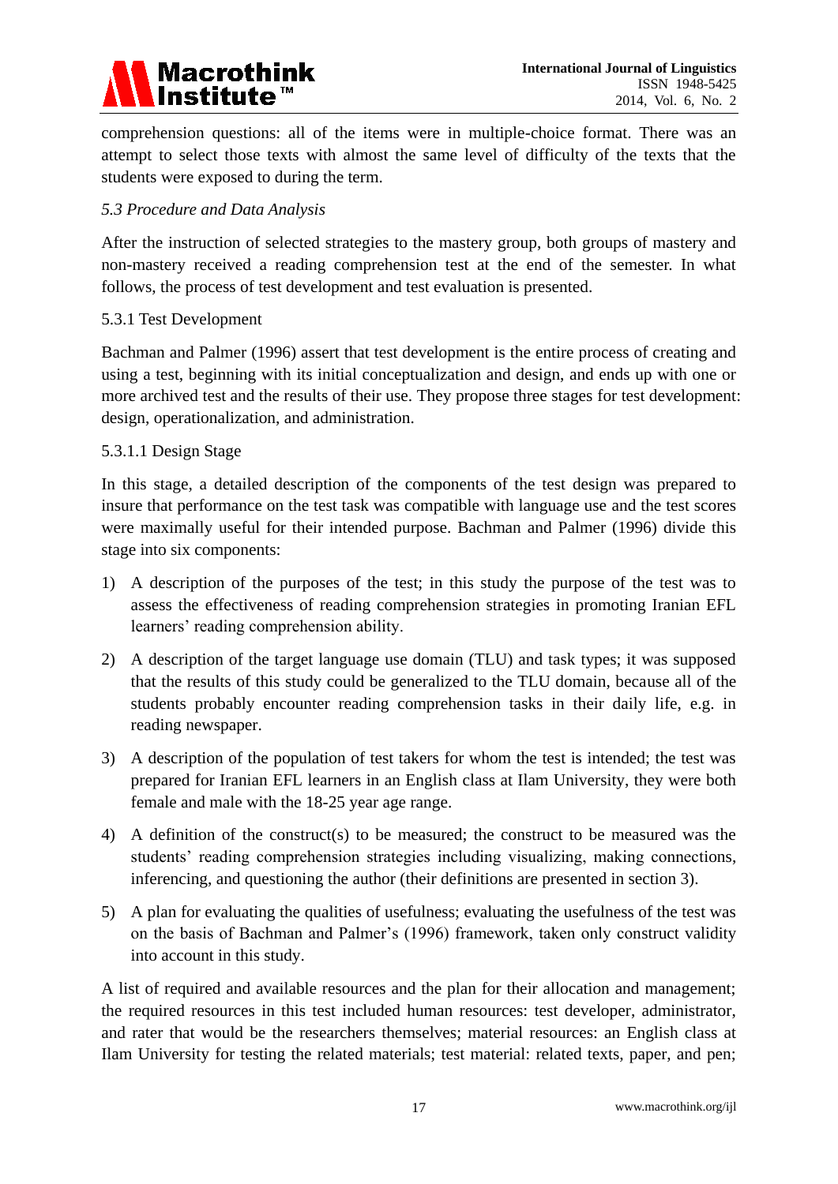comprehension questions: all of the items were in multiple-choice format. There was an attempt to select those texts with almost the same level of difficulty of the texts that the students were exposed to during the term.

### *5.3 Procedure and Data Analysis*

After the instruction of selected strategies to the mastery group, both groups of mastery and non-mastery received a reading comprehension test at the end of the semester. In what follows, the process of test development and test evaluation is presented.

#### 5.3.1 Test Development

Bachman and Palmer (1996) assert that test development is the entire process of creating and using a test, beginning with its initial conceptualization and design, and ends up with one or more archived test and the results of their use. They propose three stages for test development: design, operationalization, and administration.

##### 5.3.1.1 Design Stage

In this stage, a detailed description of the components of the test design was prepared to insure that performance on the test task was compatible with language use and the test scores were maximally useful for their intended purpose. Bachman and Palmer (1996) divide this stage into six components:

1) A description of the purposes of the test; in this study the purpose of the test was to assess the effectiveness of reading comprehension strategies in promoting Iranian EFL learners' reading comprehension ability.

2) A description of the target language use domain (TLU) and task types; it was supposed that the results of this study could be generalized to the TLU domain, because all of the students probably encounter reading comprehension tasks in their daily life, e.g. in reading newspaper.

3) A description of the population of test takers for whom the test is intended; the test was prepared for Iranian EFL learners in an English class at Ilam University, they were both female and male with the 18-25 year age range.

4) A definition of the construct(s) to be measured; the construct to be measured was the students' reading comprehension strategies including visualizing, making connections, inferencing, and questioning the author (their definitions are presented in section 3).

5) A plan for evaluating the qualities of usefulness; evaluating the usefulness of the test was on the basis of Bachman and Palmer's (1996) framework, taken only construct validity into account in this study.

A list of required and available resources and the plan for their allocation and management; the required resources in this test included human resources: test developer, administrator, and rater that would be the researchers themselves; material resources: an English class at Ilam University for testing the related materials; test material: related texts, paper, and pen;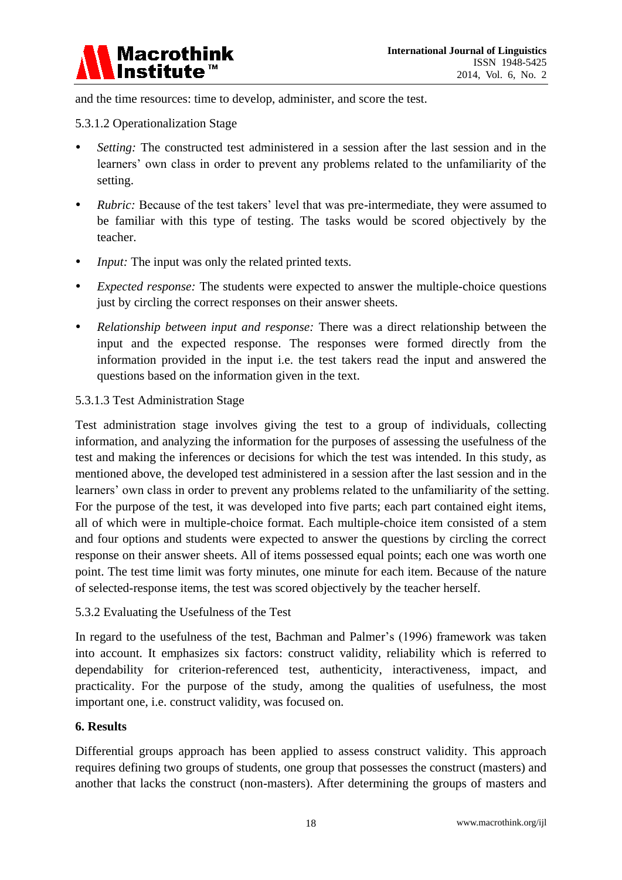and the time resources: time to develop, administer, and score the test.

5.3.1.2 Operationalization Stage

- *Setting:* The constructed test administered in a session after the last session and in the learners' own class in order to prevent any problems related to the unfamiliarity of the setting.
- *Rubric:* Because of the test takers' level that was pre-intermediate, they were assumed to be familiar with this type of testing. The tasks would be scored objectively by the teacher.
- *Input:* The input was only the related printed texts.
- *Expected response:* The students were expected to answer the multiple-choice questions just by circling the correct responses on their answer sheets.
- *Relationship between input and response:* There was a direct relationship between the input and the expected response. The responses were formed directly from the information provided in the input i.e. the test takers read the input and answered the questions based on the information given in the text.

5.3.1.3 Test Administration Stage

Test administration stage involves giving the test to a group of individuals, collecting information, and analyzing the information for the purposes of assessing the usefulness of the test and making the inferences or decisions for which the test was intended. In this study, as mentioned above, the developed test administered in a session after the last session and in the learners' own class in order to prevent any problems related to the unfamiliarity of the setting. For the purpose of the test, it was developed into five parts; each part contained eight items, all of which were in multiple-choice format. Each multiple-choice item consisted of a stem and four options and students were expected to answer the questions by circling the correct response on their answer sheets. All of items possessed equal points; each one was worth one point. The test time limit was forty minutes, one minute for each item. Because of the nature of selected-response items, the test was scored objectively by the teacher herself.

5.3.2 Evaluating the Usefulness of the Test

In regard to the usefulness of the test, Bachman and Palmer's (1996) framework was taken into account. It emphasizes six factors: construct validity, reliability which is referred to dependability for criterion-referenced test, authenticity, interactiveness, impact, and practicality. For the purpose of the study, among the qualities of usefulness, the most important one, i.e. construct validity, was focused on.

## 6. Results

Differential groups approach has been applied to assess construct validity. This approach requires defining two groups of students, one group that possesses the construct (masters) and another that lacks the construct (non-masters). After determining the groups of masters and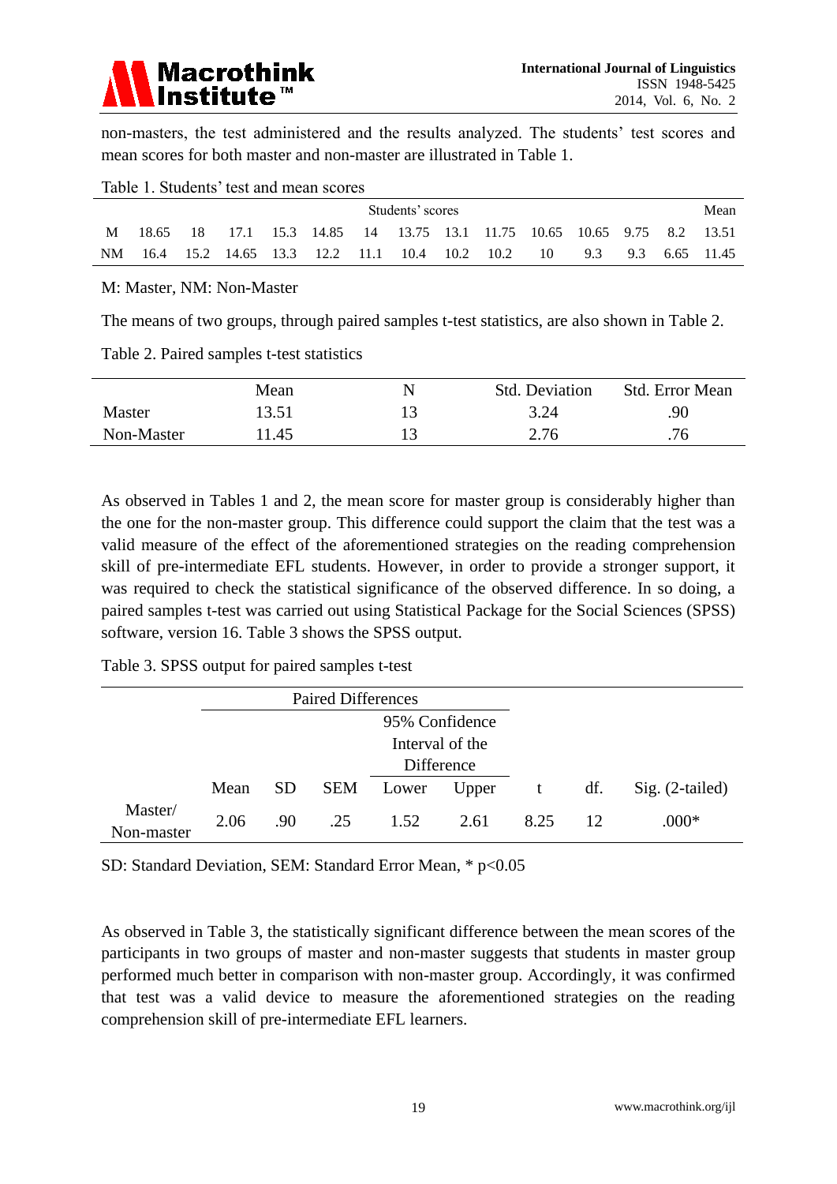non-masters, the test administered and the results analyzed. The students' test scores and mean scores for both master and non-master are illustrated in Table 1.

Table 1. Students' test and mean scores

| | Students' scores | | | | | | | | | | | | | Mean |
|---|---|---|---|---|---|---|---|---|---|---|---|---|---|---|
| M | 18.65 | 18 | 17.1 | 15.3 | 14.85 | 14 | 13.75 | 13.1 | 11.75 | 10.65 | 10.65 | 9.75 | 8.2 | 13.51 |
| NM | 16.4 | 15.2 | 14.65 | 13.3 | 12.2 | 11.1 | 10.4 | 10.2 | 10.2 | 10 | 9.3 | 9.3 | 6.65 | 11.45 |

M: Master, NM: Non-Master

The means of two groups, through paired samples t-test statistics, are also shown in Table 2.

Table 2. Paired samples t-test statistics

| | Mean | N | Std. Deviation | Std. Error Mean |
|---|---|---|---|---|
| Master | 13.51 | 13 | 3.24 | .90 |
| Non-Master | 11.45 | 13 | 2.76 | .76 |

As observed in Tables 1 and 2, the mean score for master group is considerably higher than the one for the non-master group. This difference could support the claim that the test was a valid measure of the effect of the aforementioned strategies on the reading comprehension skill of pre-intermediate EFL students. However, in order to provide a stronger support, it was required to check the statistical significance of the observed difference. In so doing, a paired samples t-test was carried out using Statistical Package for the Social Sciences (SPSS) software, version 16. Table 3 shows the SPSS output.

Table 3. SPSS output for paired samples t-test

| | Paired Differences | | | | | t | df. | Sig. (2-tailed) |
|---|---|---|---|---|---|---|---|---|
| | | | | 95% Confidence Interval of the Difference | | | | |
| | Mean | SD | SEM | Lower | Upper | | | |
| Master/ Non-master | 2.06 | .90 | .25 | 1.52 | 2.61 | 8.25 | 12 | .000* |

SD: Standard Deviation, SEM: Standard Error Mean, * $p<0.05$

As observed in Table 3, the statistically significant difference between the mean scores of the participants in two groups of master and non-master suggests that students in master group performed much better in comparison with non-master group. Accordingly, it was confirmed that test was a valid device to measure the aforementioned strategies on the reading comprehension skill of pre-intermediate EFL learners.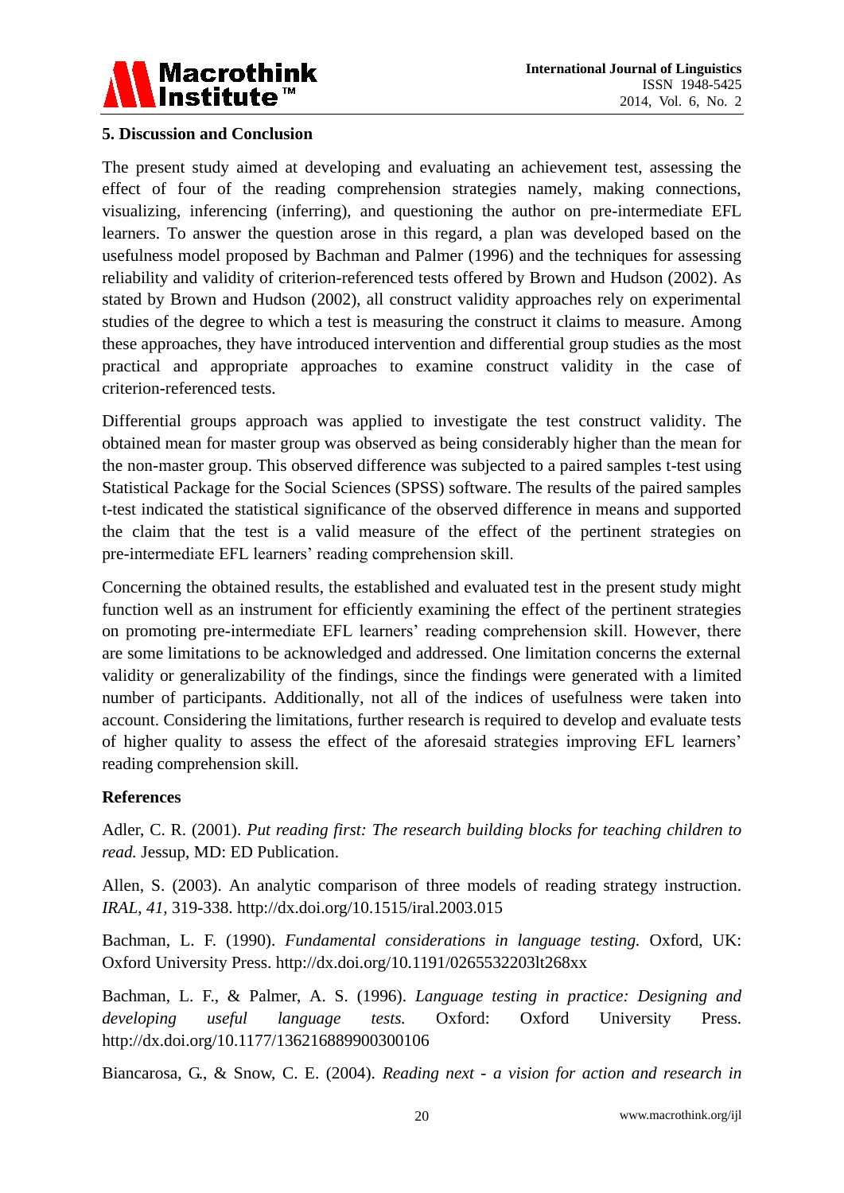## 5. Discussion and Conclusion

The present study aimed at developing and evaluating an achievement test, assessing the effect of four of the reading comprehension strategies namely, making connections, visualizing, inferencing (inferring), and questioning the author on pre-intermediate EFL learners. To answer the question arose in this regard, a plan was developed based on the usefulness model proposed by Bachman and Palmer (1996) and the techniques for assessing reliability and validity of criterion-referenced tests offered by Brown and Hudson (2002). As stated by Brown and Hudson (2002), all construct validity approaches rely on experimental studies of the degree to which a test is measuring the construct it claims to measure. Among these approaches, they have introduced intervention and differential group studies as the most practical and appropriate approaches to examine construct validity in the case of criterion-referenced tests.

Differential groups approach was applied to investigate the test construct validity. The obtained mean for master group was observed as being considerably higher than the mean for the non-master group. This observed difference was subjected to a paired samples t-test using Statistical Package for the Social Sciences (SPSS) software. The results of the paired samples t-test indicated the statistical significance of the observed difference in means and supported the claim that the test is a valid measure of the effect of the pertinent strategies on pre-intermediate EFL learners' reading comprehension skill.

Concerning the obtained results, the established and evaluated test in the present study might function well as an instrument for efficiently examining the effect of the pertinent strategies on promoting pre-intermediate EFL learners' reading comprehension skill. However, there are some limitations to be acknowledged and addressed. One limitation concerns the external validity or generalizability of the findings, since the findings were generated with a limited number of participants. Additionally, not all of the indices of usefulness were taken into account. Considering the limitations, further research is required to develop and evaluate tests of higher quality to assess the effect of the aforesaid strategies improving EFL learners' reading comprehension skill.

## References

Adler, C. R. (2001). *Put reading first: The research building blocks for teaching children to read.* Jessup, MD: ED Publication.

Allen, S. (2003). An analytic comparison of three models of reading strategy instruction. *IRAL, 41*, 319-338. http://dx.doi.org/10.1515/iral.2003.015

Bachman, L. F. (1990). *Fundamental considerations in language testing.* Oxford, UK: Oxford University Press. http://dx.doi.org/10.1191/0265532203lt268xx

Bachman, L. F., & Palmer, A. S. (1996). *Language testing in practice: Designing and developing useful language tests.* Oxford: Oxford University Press. http://dx.doi.org/10.1177/136216889900300106

Biancarosa, G., & Snow, C. E. (2004). *Reading next - a vision for action and research in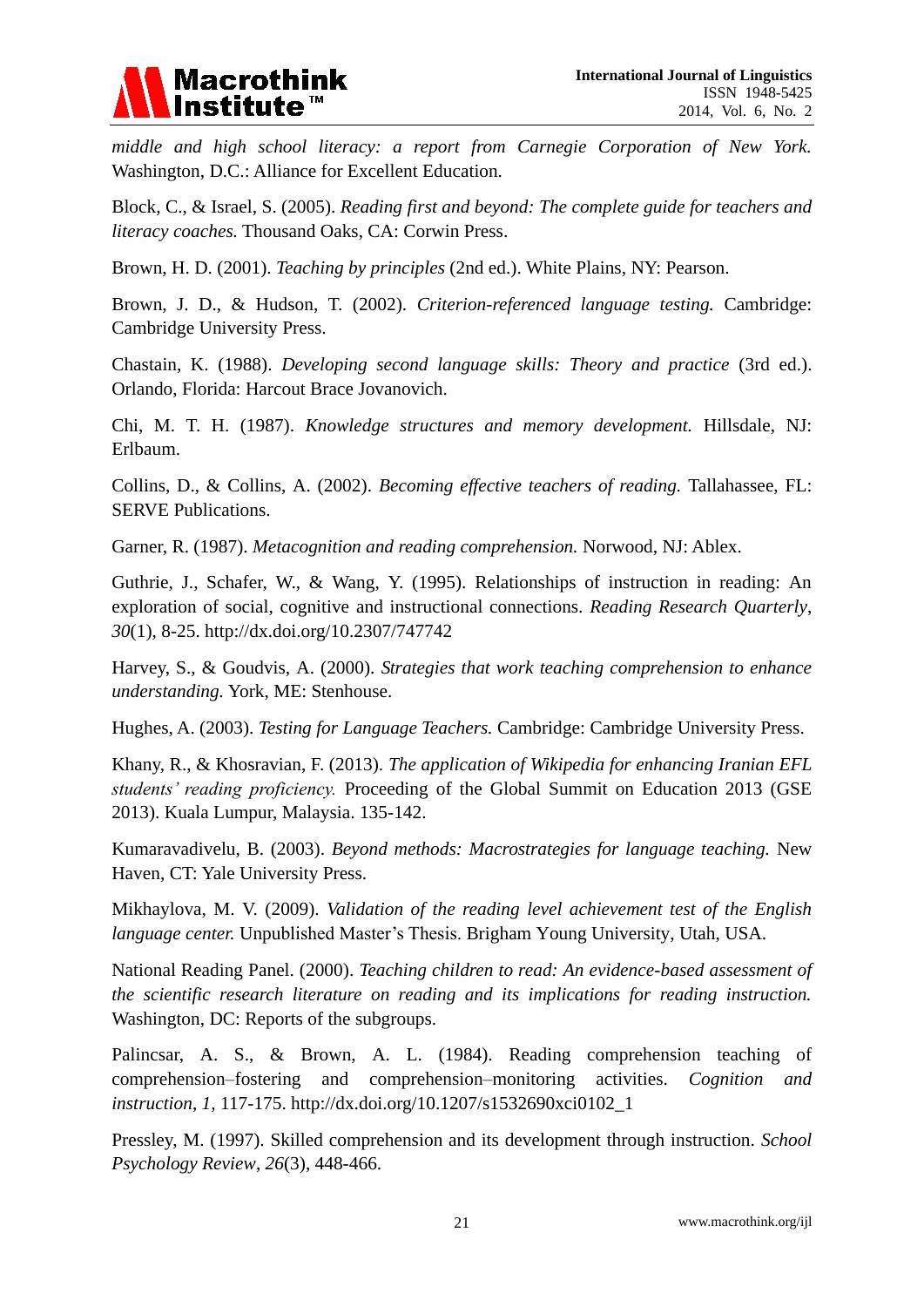*middle and high school literacy: a report from Carnegie Corporation of New York.* Washington, D.C.: Alliance for Excellent Education.

Block, C., & Israel, S. (2005). *Reading first and beyond: The complete guide for teachers and literacy coaches.* Thousand Oaks, CA: Corwin Press.

Brown, H. D. (2001). *Teaching by principles* (2nd ed.). White Plains, NY: Pearson.

Brown, J. D., & Hudson, T. (2002). *Criterion-referenced language testing.* Cambridge: Cambridge University Press.

Chastain, K. (1988). *Developing second language skills: Theory and practice* (3rd ed.). Orlando, Florida: Harcout Brace Jovanovich.

Chi, M. T. H. (1987). *Knowledge structures and memory development.* Hillsdale, NJ: Erlbaum.

Collins, D., & Collins, A. (2002). *Becoming effective teachers of reading.* Tallahassee, FL: SERVE Publications.

Garner, R. (1987). *Metacognition and reading comprehension.* Norwood, NJ: Ablex.

Guthrie, J., Schafer, W., & Wang, Y. (1995). Relationships of instruction in reading: An exploration of social, cognitive and instructional connections. *Reading Research Quarterly*, *30*(1), 8-25. http://dx.doi.org/10.2307/747742

Harvey, S., & Goudvis, A. (2000). *Strategies that work teaching comprehension to enhance understanding.* York, ME: Stenhouse.

Hughes, A. (2003). *Testing for Language Teachers.* Cambridge: Cambridge University Press.

Khany, R., & Khosravian, F. (2013). *The application of Wikipedia for enhancing Iranian EFL students' reading proficiency.* Proceeding of the Global Summit on Education 2013 (GSE 2013). Kuala Lumpur, Malaysia. 135-142.

Kumaravadivelu, B. (2003). *Beyond methods: Macrostrategies for language teaching.* New Haven, CT: Yale University Press.

Mikhaylova, M. V. (2009). *Validation of the reading level achievement test of the English language center.* Unpublished Master's Thesis. Brigham Young University, Utah, USA.

National Reading Panel. (2000). *Teaching children to read: An evidence-based assessment of the scientific research literature on reading and its implications for reading instruction.* Washington, DC: Reports of the subgroups.

Palincsar, A. S., & Brown, A. L. (1984). Reading comprehension teaching of comprehension–fostering and comprehension–monitoring activities. *Cognition and instruction*, *1,* 117-175. http://dx.doi.org/10.1207/s1532690xci0102_1

Pressley, M. (1997). Skilled comprehension and its development through instruction. *School Psychology Review*, *26*(3), 448-466.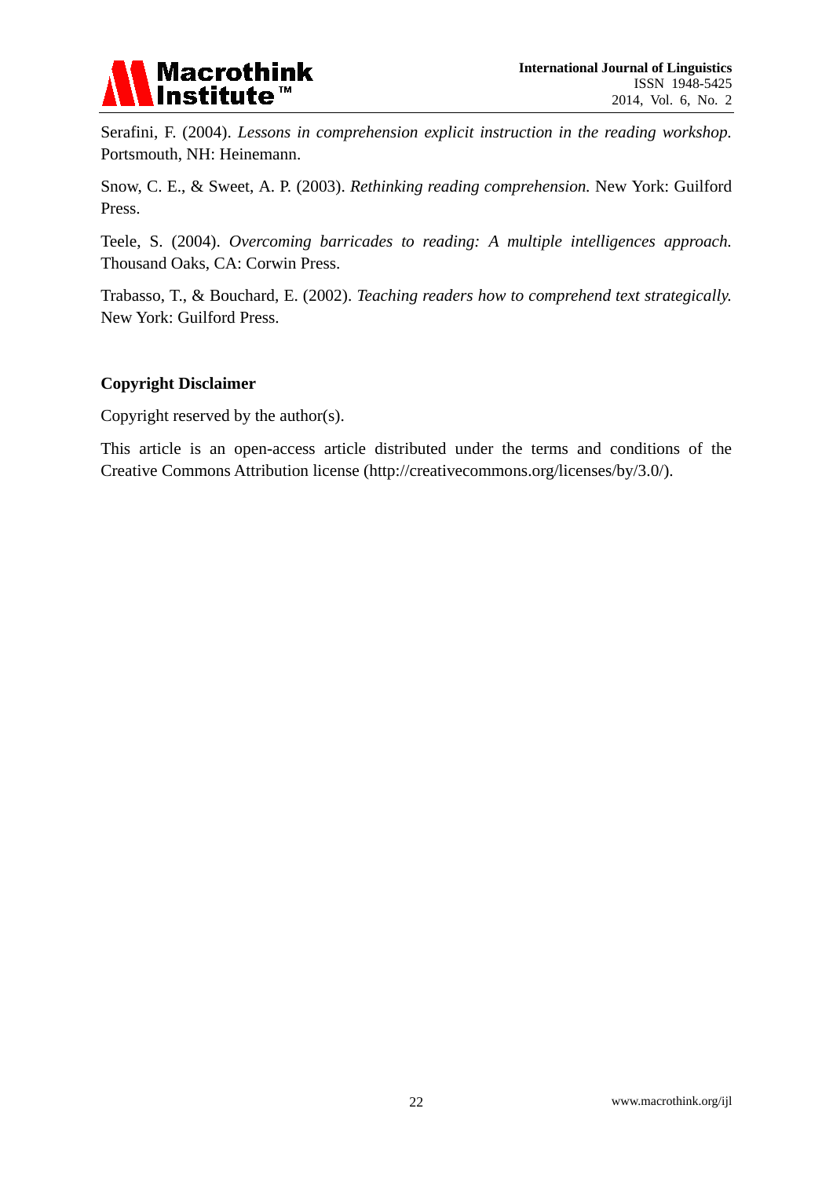Serafini, F. (2004). *Lessons in comprehension explicit instruction in the reading workshop.* Portsmouth, NH: Heinemann.

Snow, C. E., & Sweet, A. P. (2003). *Rethinking reading comprehension.* New York: Guilford Press.

Teele, S. (2004). *Overcoming barricades to reading: A multiple intelligences approach.* Thousand Oaks, CA: Corwin Press.

Trabasso, T., & Bouchard, E. (2002). *Teaching readers how to comprehend text strategically.* New York: Guilford Press.

**Copyright Disclaimer**

Copyright reserved by the author(s).

This article is an open-access article distributed under the terms and conditions of the Creative Commons Attribution license (http://creativecommons.org/licenses/by/3.0/).